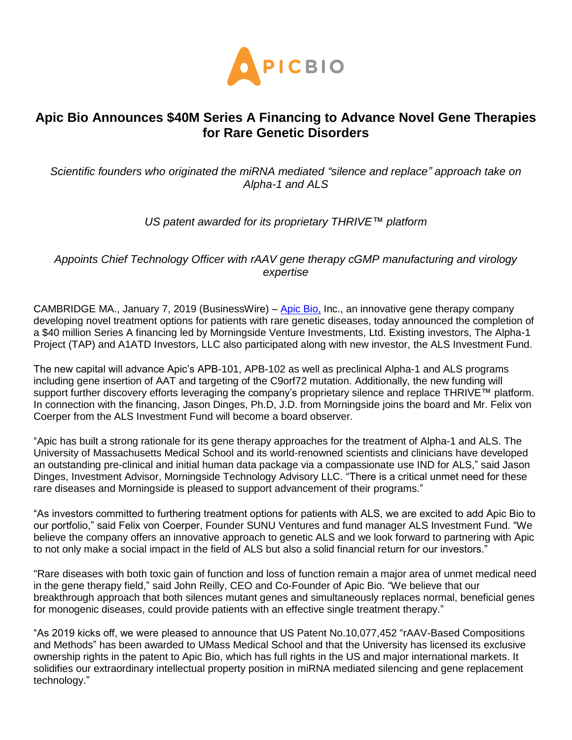APICBIO

# Apic Bio Announces $40M Series A Financing to Advance Novel Gene Therapies for Rare Genetic Disorders

*Scientific founders who originated the miRNA mediated "silence and replace" approach take on Alpha-1 and ALS*

*US patent awarded for its proprietary THRIVE™ platform*

*Appoints Chief Technology Officer with rAAV gene therapy cGMP manufacturing and virology expertise*

CAMBRIDGE MA., January 7, 2019 (BusinessWire) – [Apic Bio,](#) Inc., an innovative gene therapy company developing novel treatment options for patients with rare genetic diseases, today announced the completion of a $40 million Series A financing led by Morningside Venture Investments, Ltd. Existing investors, The Alpha-1 Project (TAP) and A1ATD Investors, LLC also participated along with new investor, the ALS Investment Fund.

The new capital will advance Apic's APB-101, APB-102 as well as preclinical Alpha-1 and ALS programs including gene insertion of AAT and targeting of the C9orf72 mutation. Additionally, the new funding will support further discovery efforts leveraging the company's proprietary silence and replace THRIVE™ platform. In connection with the financing, Jason Dinges, Ph.D, J.D. from Morningside joins the board and Mr. Felix von Coerper from the ALS Investment Fund will become a board observer.

"Apic has built a strong rationale for its gene therapy approaches for the treatment of Alpha-1 and ALS. The University of Massachusetts Medical School and its world-renowned scientists and clinicians have developed an outstanding pre-clinical and initial human data package via a compassionate use IND for ALS," said Jason Dinges, Investment Advisor, Morningside Technology Advisory LLC. "There is a critical unmet need for these rare diseases and Morningside is pleased to support advancement of their programs."

"As investors committed to furthering treatment options for patients with ALS, we are excited to add Apic Bio to our portfolio," said Felix von Coerper, Founder SUNU Ventures and fund manager ALS Investment Fund. "We believe the company offers an innovative approach to genetic ALS and we look forward to partnering with Apic to not only make a social impact in the field of ALS but also a solid financial return for our investors."

"Rare diseases with both toxic gain of function and loss of function remain a major area of unmet medical need in the gene therapy field," said John Reilly, CEO and Co-Founder of Apic Bio. "We believe that our breakthrough approach that both silences mutant genes and simultaneously replaces normal, beneficial genes for monogenic diseases, could provide patients with an effective single treatment therapy."

"As 2019 kicks off, we were pleased to announce that US Patent No.10,077,452 "rAAV-Based Compositions and Methods" has been awarded to UMass Medical School and that the University has licensed its exclusive ownership rights in the patent to Apic Bio, which has full rights in the US and major international markets. It solidifies our extraordinary intellectual property position in miRNA mediated silencing and gene replacement technology."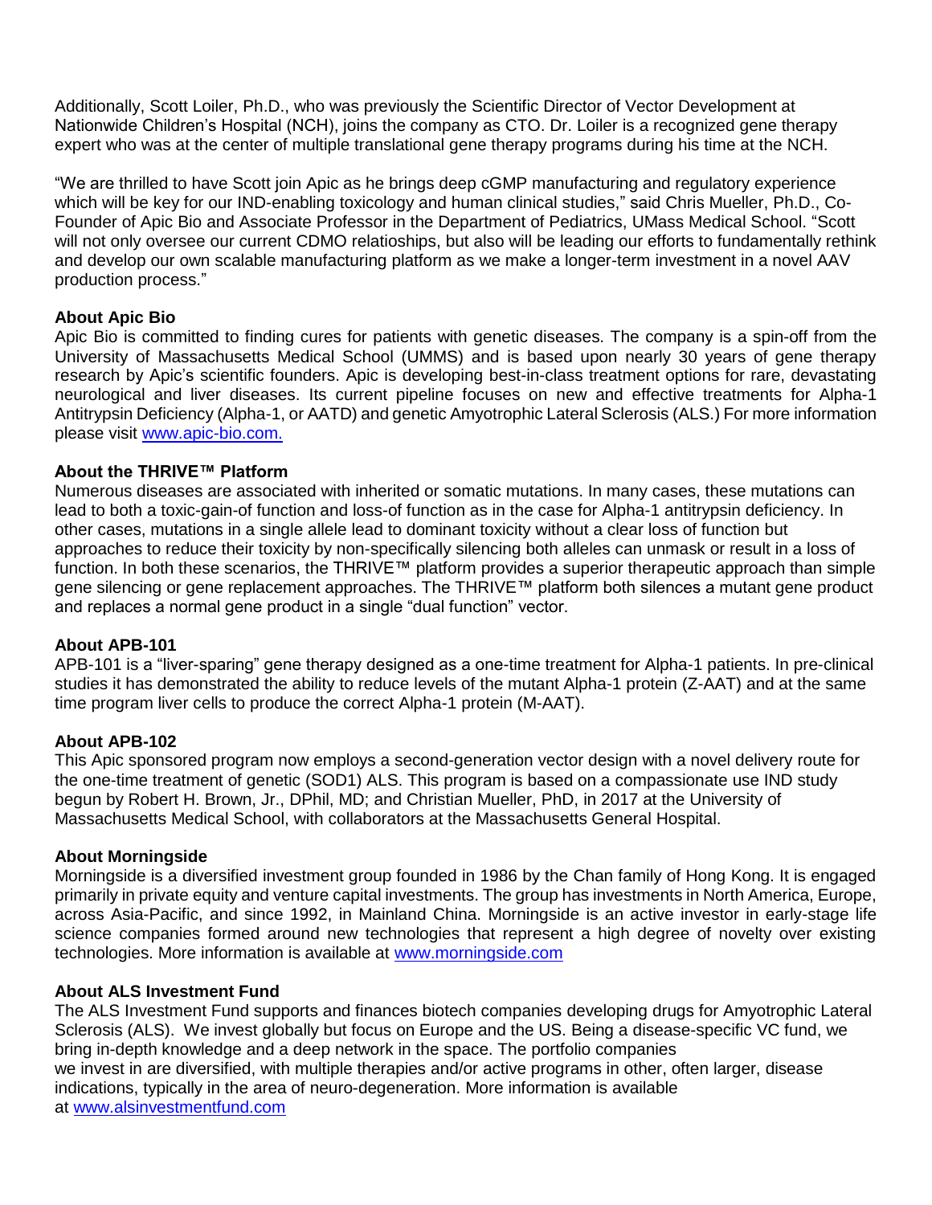Additionally, Scott Loiler, Ph.D., who was previously the Scientific Director of Vector Development at Nationwide Children's Hospital (NCH), joins the company as CTO. Dr. Loiler is a recognized gene therapy expert who was at the center of multiple translational gene therapy programs during his time at the NCH.

"We are thrilled to have Scott join Apic as he brings deep cGMP manufacturing and regulatory experience which will be key for our IND-enabling toxicology and human clinical studies," said Chris Mueller, Ph.D., Co-Founder of Apic Bio and Associate Professor in the Department of Pediatrics, UMass Medical School. "Scott will not only oversee our current CDMO relatioships, but also will be leading our efforts to fundamentally rethink and develop our own scalable manufacturing platform as we make a longer-term investment in a novel AAV production process."

**About Apic Bio**
Apic Bio is committed to finding cures for patients with genetic diseases. The company is a spin-off from the University of Massachusetts Medical School (UMMS) and is based upon nearly 30 years of gene therapy research by Apic's scientific founders. Apic is developing best-in-class treatment options for rare, devastating neurological and liver diseases. Its current pipeline focuses on new and effective treatments for Alpha-1 Antitrypsin Deficiency (Alpha-1, or AATD) and genetic Amyotrophic Lateral Sclerosis (ALS.) For more information please visit [www.apic-bio.com.](http://www.apic-bio.com)

**About the THRIVE™ Platform**
Numerous diseases are associated with inherited or somatic mutations. In many cases, these mutations can lead to both a toxic-gain-of function and loss-of function as in the case for Alpha-1 antitrypsin deficiency. In other cases, mutations in a single allele lead to dominant toxicity without a clear loss of function but approaches to reduce their toxicity by non-specifically silencing both alleles can unmask or result in a loss of function. In both these scenarios, the THRIVE™ platform provides a superior therapeutic approach than simple gene silencing or gene replacement approaches. The THRIVE™ platform both silences a mutant gene product and replaces a normal gene product in a single "dual function" vector.

**About APB-101**
APB-101 is a "liver-sparing" gene therapy designed as a one-time treatment for Alpha-1 patients. In pre-clinical studies it has demonstrated the ability to reduce levels of the mutant Alpha-1 protein (Z-AAT) and at the same time program liver cells to produce the correct Alpha-1 protein (M-AAT).

**About APB-102**
This Apic sponsored program now employs a second-generation vector design with a novel delivery route for the one-time treatment of genetic (SOD1) ALS. This program is based on a compassionate use IND study begun by Robert H. Brown, Jr., DPhil, MD; and Christian Mueller, PhD, in 2017 at the University of Massachusetts Medical School, with collaborators at the Massachusetts General Hospital.

**About Morningside**
Morningside is a diversified investment group founded in 1986 by the Chan family of Hong Kong. It is engaged primarily in private equity and venture capital investments. The group has investments in North America, Europe, across Asia-Pacific, and since 1992, in Mainland China. Morningside is an active investor in early-stage life science companies formed around new technologies that represent a high degree of novelty over existing technologies. More information is available at [www.morningside.com](http://www.morningside.com)

**About ALS Investment Fund**
The ALS Investment Fund supports and finances biotech companies developing drugs for Amyotrophic Lateral Sclerosis (ALS). We invest globally but focus on Europe and the US. Being a disease-specific VC fund, we bring in-depth knowledge and a deep network in the space. The portfolio companies we invest in are diversified, with multiple therapies and/or active programs in other, often larger, disease indications, typically in the area of neuro-degeneration. More information is available at [www.alsinvestmentfund.com](http://www.alsinvestmentfund.com)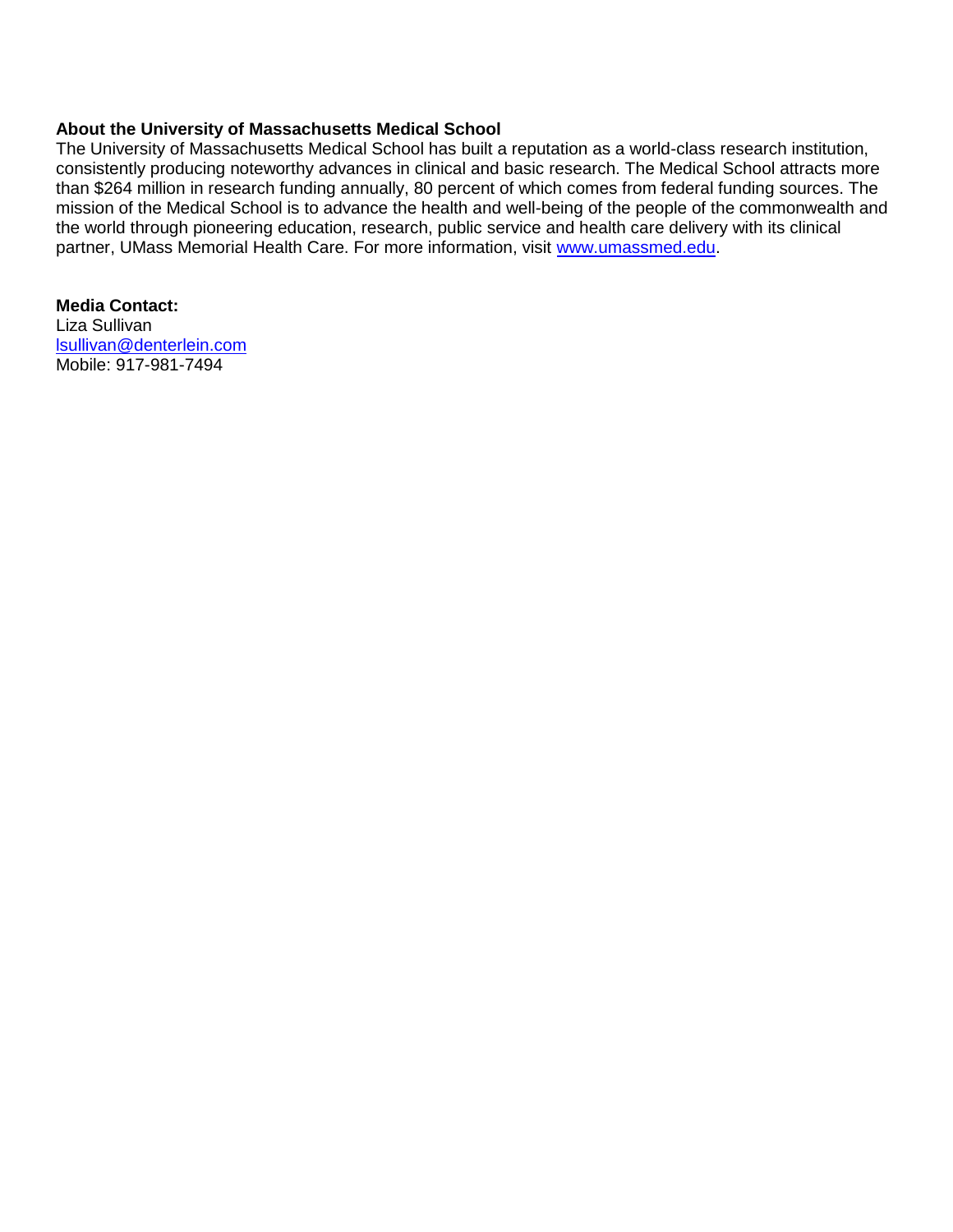**About the University of Massachusetts Medical School**

The University of Massachusetts Medical School has built a reputation as a world-class research institution, consistently producing noteworthy advances in clinical and basic research. The Medical School attracts more than $264 million in research funding annually, 80 percent of which comes from federal funding sources. The mission of the Medical School is to advance the health and well-being of the people of the commonwealth and the world through pioneering education, research, public service and health care delivery with its clinical partner, UMass Memorial Health Care. For more information, visit [www.umassmed.edu](http://www.umassmed.edu).

**Media Contact:**

Liza Sullivan
[lsullivan@denterlein.com](mailto:lsullivan@denterlein.com)
Mobile: 917-981-7494